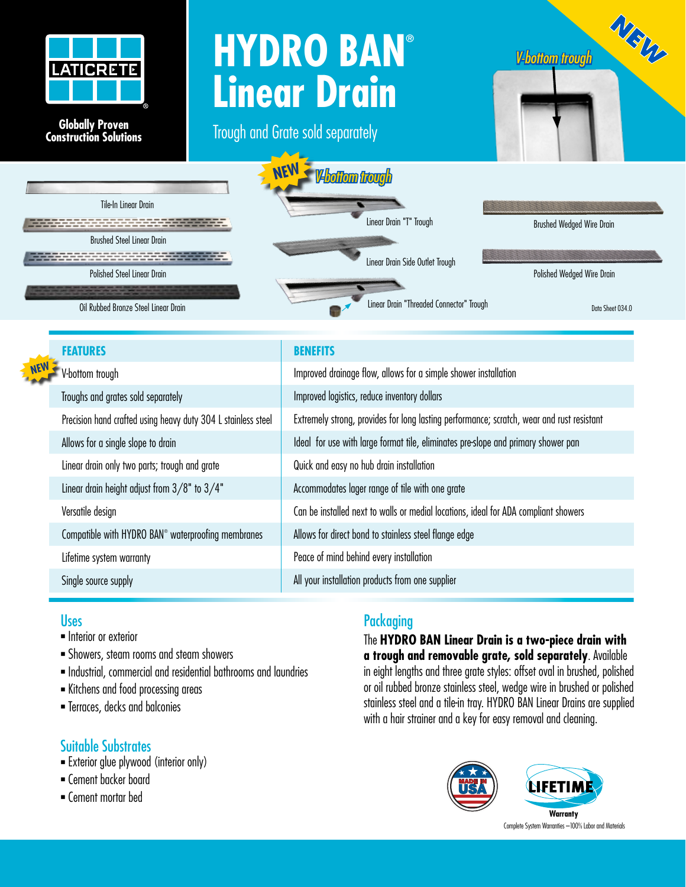LATICRETE

Globally Proven Construction Solutions

# HYDRO BAN® Linear Drain

Trough and Grate sold separately

NEW

V-bottom trough

Tile-In Linear Drain

Brushed Steel Linear Drain

Polished Steel Linear Drain

Oil Rubbed Bronze Steel Linear Drain

NEW V-bottom trough

Linear Drain "T" Trough

Linear Drain Side Outlet Trough

Linear Drain "Threaded Connector" Trough

Brushed Wedged Wire Drain

Polished Wedged Wire Drain

Data Sheet 034.0

| FEATURES | BENEFITS |
|---|---|
| NEW V-bottom trough | Improved drainage flow, allows for a simple shower installation |
| Troughs and grates sold separately | Improved logistics, reduce inventory dollars |
| Precision hand crafted using heavy duty 304 L stainless steel | Extremely strong, provides for long lasting performance; scratch, wear and rust resistant |
| Allows for a single slope to drain | Ideal for use with large format tile, eliminates pre-slope and primary shower pan |
| Linear drain only two parts; trough and grate | Quick and easy no hub drain installation |
| Linear drain height adjust from 3/8" to 3/4" | Accommodates lager range of tile with one grate |
| Versatile design | Can be installed next to walls or medial locations, ideal for ADA compliant showers |
| Compatible with HYDRO BAN® waterproofing membranes | Allows for direct bond to stainless steel flange edge |
| Lifetime system warranty | Peace of mind behind every installation |
| Single source supply | All your installation products from one supplier |

## Uses

- Interior or exterior
- Showers, steam rooms and steam showers
- Industrial, commercial and residential bathrooms and laundries
- Kitchens and food processing areas
- Terraces, decks and balconies

## Suitable Substrates

- Exterior glue plywood (interior only)
- Cement backer board
- Cement mortar bed

## Packaging

The **HYDRO BAN Linear Drain is a two-piece drain with a trough and removable grate, sold separately**. Available in eight lengths and three grate styles: offset oval in brushed, polished or oil rubbed bronze stainless steel, wedge wire in brushed or polished stainless steel and a tile-in tray. HYDRO BAN Linear Drains are supplied with a hair strainer and a key for easy removal and cleaning.

MADE IN USA

LIFETIME Warranty

Complete System Warranties —100% Labor and Materials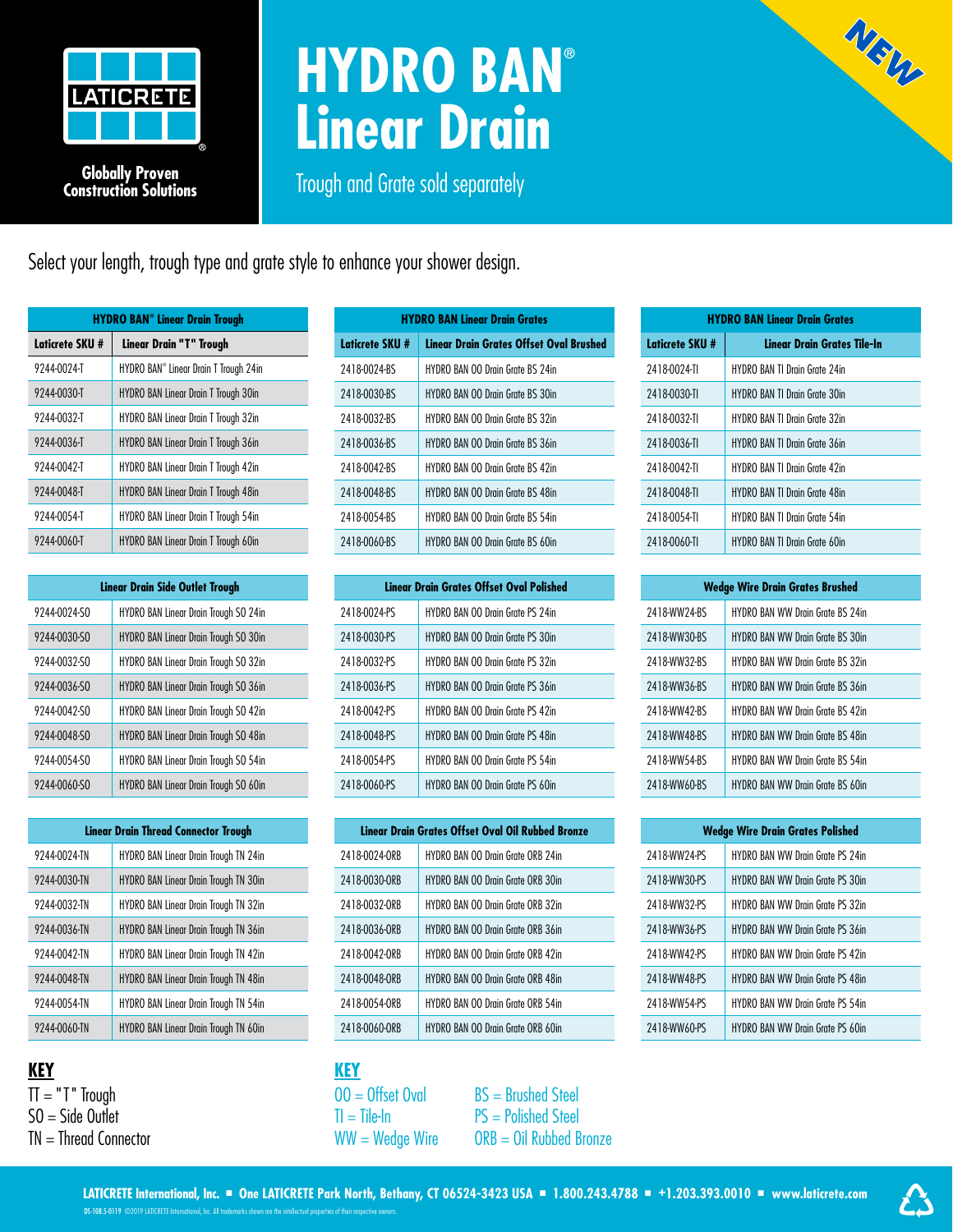# HYDRO BAN® Linear Drain

Trough and Grate sold separately

NEW

LATICRETE

Globally Proven Construction Solutions

Select your length, trough type and grate style to enhance your shower design.

| HYDRO BAN® Linear Drain Trough | |
|---|---|
| **Laticrete SKU #** | **Linear Drain "T" Trough** |
| 9244-0024-T | HYDRO BAN® Linear Drain T Trough 24in |
| 9244-0030-T | HYDRO BAN Linear Drain T Trough 30in |
| 9244-0032-T | HYDRO BAN Linear Drain T Trough 32in |
| 9244-0036-T | HYDRO BAN Linear Drain T Trough 36in |
| 9244-0042-T | HYDRO BAN Linear Drain T Trough 42in |
| 9244-0048-T | HYDRO BAN Linear Drain T Trough 48in |
| 9244-0054-T | HYDRO BAN Linear Drain T Trough 54in |
| 9244-0060-T | HYDRO BAN Linear Drain T Trough 60in |

| Linear Drain Side Outlet Trough | |
|---|---|
| 9244-0024-SO | HYDRO BAN Linear Drain Trough SO 24in |
| 9244-0030-SO | HYDRO BAN Linear Drain Trough SO 30in |
| 9244-0032-SO | HYDRO BAN Linear Drain Trough SO 32in |
| 9244-0036-SO | HYDRO BAN Linear Drain Trough SO 36in |
| 9244-0042-SO | HYDRO BAN Linear Drain Trough SO 42in |
| 9244-0048-SO | HYDRO BAN Linear Drain Trough SO 48in |
| 9244-0054-SO | HYDRO BAN Linear Drain Trough SO 54in |
| 9244-0060-SO | HYDRO BAN Linear Drain Trough SO 60in |

| Linear Drain Thread Connector Trough | |
|---|---|
| 9244-0024-TN | HYDRO BAN Linear Drain Trough TN 24in |
| 9244-0030-TN | HYDRO BAN Linear Drain Trough TN 30in |
| 9244-0032-TN | HYDRO BAN Linear Drain Trough TN 32in |
| 9244-0036-TN | HYDRO BAN Linear Drain Trough TN 36in |
| 9244-0042-TN | HYDRO BAN Linear Drain Trough TN 42in |
| 9244-0048-TN | HYDRO BAN Linear Drain Trough TN 48in |
| 9244-0054-TN | HYDRO BAN Linear Drain Trough TN 54in |
| 9244-0060-TN | HYDRO BAN Linear Drain Trough TN 60in |

**KEY**

TT = "T" Trough
SO = Side Outlet
TN = Thread Connector

| HYDRO BAN Linear Drain Grates | |
|---|---|
| **Laticrete SKU #** | **Linear Drain Grates Offset Oval Brushed** |
| 2418-0024-BS | HYDRO BAN OO Drain Grate BS 24in |
| 2418-0030-BS | HYDRO BAN OO Drain Grate BS 30in |
| 2418-0032-BS | HYDRO BAN OO Drain Grate BS 32in |
| 2418-0036-BS | HYDRO BAN OO Drain Grate BS 36in |
| 2418-0042-BS | HYDRO BAN OO Drain Grate BS 42in |
| 2418-0048-BS | HYDRO BAN OO Drain Grate BS 48in |
| 2418-0054-BS | HYDRO BAN OO Drain Grate BS 54in |
| 2418-0060-BS | HYDRO BAN OO Drain Grate BS 60in |

| Linear Drain Grates Offset Oval Polished | |
|---|---|
| 2418-0024-PS | HYDRO BAN OO Drain Grate PS 24in |
| 2418-0030-PS | HYDRO BAN OO Drain Grate PS 30in |
| 2418-0032-PS | HYDRO BAN OO Drain Grate PS 32in |
| 2418-0036-PS | HYDRO BAN OO Drain Grate PS 36in |
| 2418-0042-PS | HYDRO BAN OO Drain Grate PS 42in |
| 2418-0048-PS | HYDRO BAN OO Drain Grate PS 48in |
| 2418-0054-PS | HYDRO BAN OO Drain Grate PS 54in |
| 2418-0060-PS | HYDRO BAN OO Drain Grate PS 60in |

| Linear Drain Grates Offset Oval Oil Rubbed Bronze | |
|---|---|
| 2418-0024-ORB | HYDRO BAN OO Drain Grate ORB 24in |
| 2418-0030-ORB | HYDRO BAN OO Drain Grate ORB 30in |
| 2418-0032-ORB | HYDRO BAN OO Drain Grate ORB 32in |
| 2418-0036-ORB | HYDRO BAN OO Drain Grate ORB 36in |
| 2418-0042-ORB | HYDRO BAN OO Drain Grate ORB 42in |
| 2418-0048-ORB | HYDRO BAN OO Drain Grate ORB 48in |
| 2418-0054-ORB | HYDRO BAN OO Drain Grate ORB 54in |
| 2418-0060-ORB | HYDRO BAN OO Drain Grate ORB 60in |

**KEY**

OO = Offset Oval
TI = Tile-In
WW = Wedge Wire
BS = Brushed Steel
PS = Polished Steel
ORB = Oil Rubbed Bronze

| HYDRO BAN Linear Drain Grates | |
|---|---|
| **Laticrete SKU #** | **Linear Drain Grates Tile-In** |
| 2418-0024-TI | HYDRO BAN TI Drain Grate 24in |
| 2418-0030-TI | HYDRO BAN TI Drain Grate 30in |
| 2418-0032-TI | HYDRO BAN TI Drain Grate 32in |
| 2418-0036-TI | HYDRO BAN TI Drain Grate 36in |
| 2418-0042-TI | HYDRO BAN TI Drain Grate 42in |
| 2418-0048-TI | HYDRO BAN TI Drain Grate 48in |
| 2418-0054-TI | HYDRO BAN TI Drain Grate 54in |
| 2418-0060-TI | HYDRO BAN TI Drain Grate 60in |

| Wedge Wire Drain Grates Brushed | |
|---|---|
| 2418-WW24-BS | HYDRO BAN WW Drain Grate BS 24in |
| 2418-WW30-BS | HYDRO BAN WW Drain Grate BS 30in |
| 2418-WW32-BS | HYDRO BAN WW Drain Grate BS 32in |
| 2418-WW36-BS | HYDRO BAN WW Drain Grate BS 36in |
| 2418-WW42-BS | HYDRO BAN WW Drain Grate BS 42in |
| 2418-WW48-BS | HYDRO BAN WW Drain Grate BS 48in |
| 2418-WW54-BS | HYDRO BAN WW Drain Grate BS 54in |
| 2418-WW60-BS | HYDRO BAN WW Drain Grate BS 60in |

| Wedge Wire Drain Grates Polished | |
|---|---|
| 2418-WW24-PS | HYDRO BAN WW Drain Grate PS 24in |
| 2418-WW30-PS | HYDRO BAN WW Drain Grate PS 30in |
| 2418-WW32-PS | HYDRO BAN WW Drain Grate PS 32in |
| 2418-WW36-PS | HYDRO BAN WW Drain Grate PS 36in |
| 2418-WW42-PS | HYDRO BAN WW Drain Grate PS 42in |
| 2418-WW48-PS | HYDRO BAN WW Drain Grate PS 48in |
| 2418-WW54-PS | HYDRO BAN WW Drain Grate PS 54in |
| 2418-WW60-PS | HYDRO BAN WW Drain Grate PS 60in |

**LATICRETE International, Inc.** ■ **One LATICRETE Park North, Bethany, CT 06524-3423 USA** ■ **1.800.243.4788** ■ **+1.203.393.0010** ■ **www.laticrete.com**

DS-108.5-0119 ©2019 LATICRETE International, Inc. All trademarks shown are the intellectual properties of their respective owners.